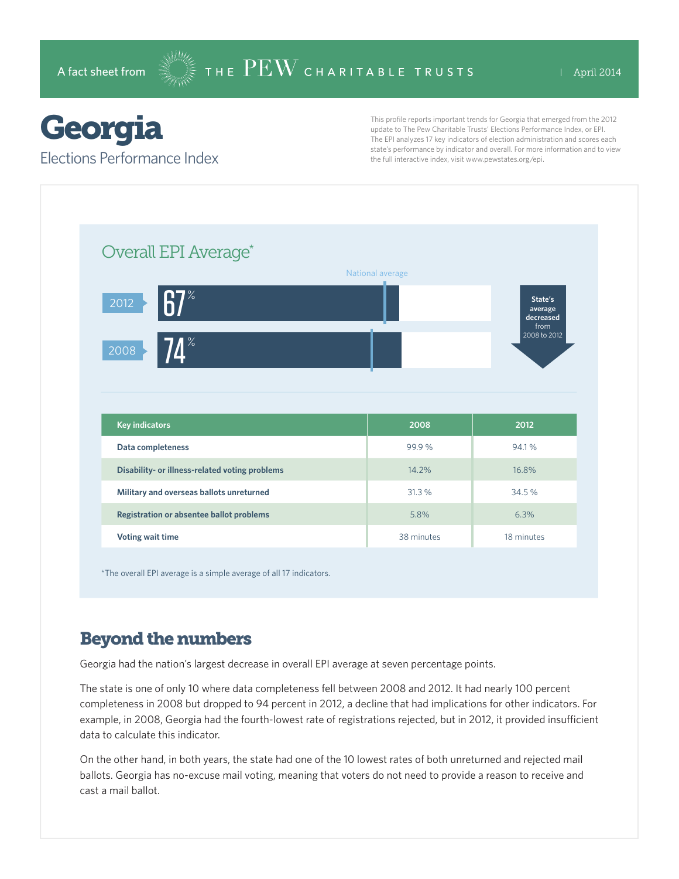A fact sheet from THE PEW CHARITABLE TRUSTS | April 2014

# Georgia

## Elections Performance Index

This profile reports important trends for Georgia that emerged from the 2012 update to The Pew Charitable Trusts' Elections Performance Index, or EPI. The EPI analyzes 17 key indicators of election administration and scores each state's performance by indicator and overall. For more information and to view the full interactive index, visit www.pewstates.org/epi.

### Overall EPI Average*

National average

2012: 67%

2008: 74%

State's average decreased from 2008 to 2012

| Key indicators | 2008 | 2012 |
|---|---|---|
| Data completeness | 99.9 % | 94.1 % |
| Disability- or illness-related voting problems | 14.2% | 16.8% |
| Military and overseas ballots unreturned | 31.3 % | 34.5 % |
| Registration or absentee ballot problems | 5.8% | 6.3% |
| Voting wait time | 38 minutes | 18 minutes |

*The overall EPI average is a simple average of all 17 indicators.

## Beyond the numbers

Georgia had the nation's largest decrease in overall EPI average at seven percentage points.

The state is one of only 10 where data completeness fell between 2008 and 2012. It had nearly 100 percent completeness in 2008 but dropped to 94 percent in 2012, a decline that had implications for other indicators. For example, in 2008, Georgia had the fourth-lowest rate of registrations rejected, but in 2012, it provided insufficient data to calculate this indicator.

On the other hand, in both years, the state had one of the 10 lowest rates of both unreturned and rejected mail ballots. Georgia has no-excuse mail voting, meaning that voters do not need to provide a reason to receive and cast a mail ballot.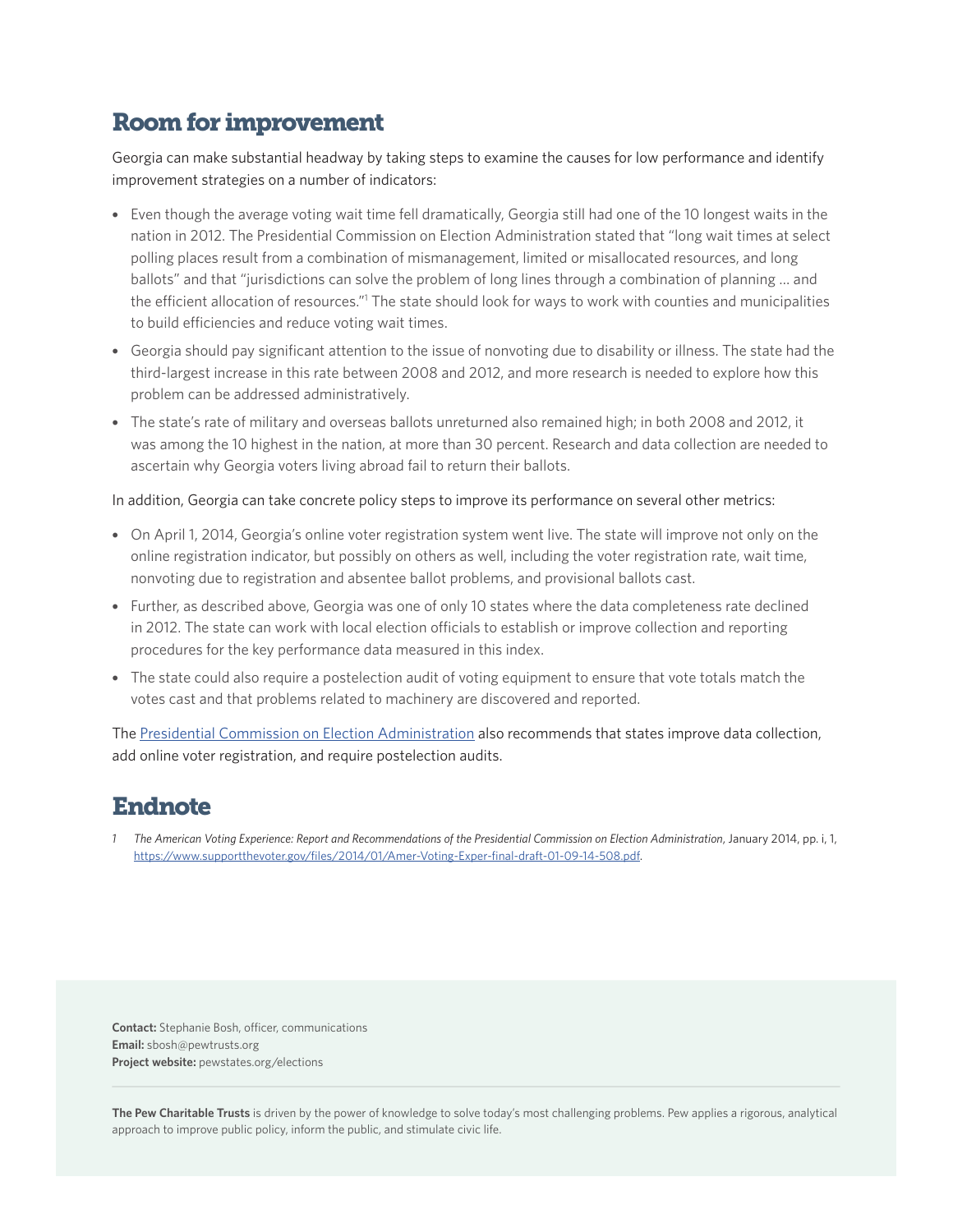## Room for improvement

Georgia can make substantial headway by taking steps to examine the causes for low performance and identify improvement strategies on a number of indicators:

- Even though the average voting wait time fell dramatically, Georgia still had one of the 10 longest waits in the nation in 2012. The Presidential Commission on Election Administration stated that "long wait times at select polling places result from a combination of mismanagement, limited or misallocated resources, and long ballots" and that "jurisdictions can solve the problem of long lines through a combination of planning … and the efficient allocation of resources."[1] The state should look for ways to work with counties and municipalities to build efficiencies and reduce voting wait times.
- Georgia should pay significant attention to the issue of nonvoting due to disability or illness. The state had the third-largest increase in this rate between 2008 and 2012, and more research is needed to explore how this problem can be addressed administratively.
- The state's rate of military and overseas ballots unreturned also remained high; in both 2008 and 2012, it was among the 10 highest in the nation, at more than 30 percent. Research and data collection are needed to ascertain why Georgia voters living abroad fail to return their ballots.

In addition, Georgia can take concrete policy steps to improve its performance on several other metrics:

- On April 1, 2014, Georgia's online voter registration system went live. The state will improve not only on the online registration indicator, but possibly on others as well, including the voter registration rate, wait time, nonvoting due to registration and absentee ballot problems, and provisional ballots cast.
- Further, as described above, Georgia was one of only 10 states where the data completeness rate declined in 2012. The state can work with local election officials to establish or improve collection and reporting procedures for the key performance data measured in this index.
- The state could also require a postelection audit of voting equipment to ensure that vote totals match the votes cast and that problems related to machinery are discovered and reported.

The Presidential Commission on Election Administration also recommends that states improve data collection, add online voter registration, and require postelection audits.

## Endnote

1 *The American Voting Experience: Report and Recommendations of the Presidential Commission on Election Administration,* January 2014, pp. i, 1, https://www.supportthevoter.gov/files/2014/01/Amer-Voting-Exper-final-draft-01-09-14-508.pdf.

**Contact:** Stephanie Bosh, officer, communications
**Email:** sbosh@pewtrusts.org
**Project website:** pewstates.org/elections

**The Pew Charitable Trusts** is driven by the power of knowledge to solve today's most challenging problems. Pew applies a rigorous, analytical approach to improve public policy, inform the public, and stimulate civic life.